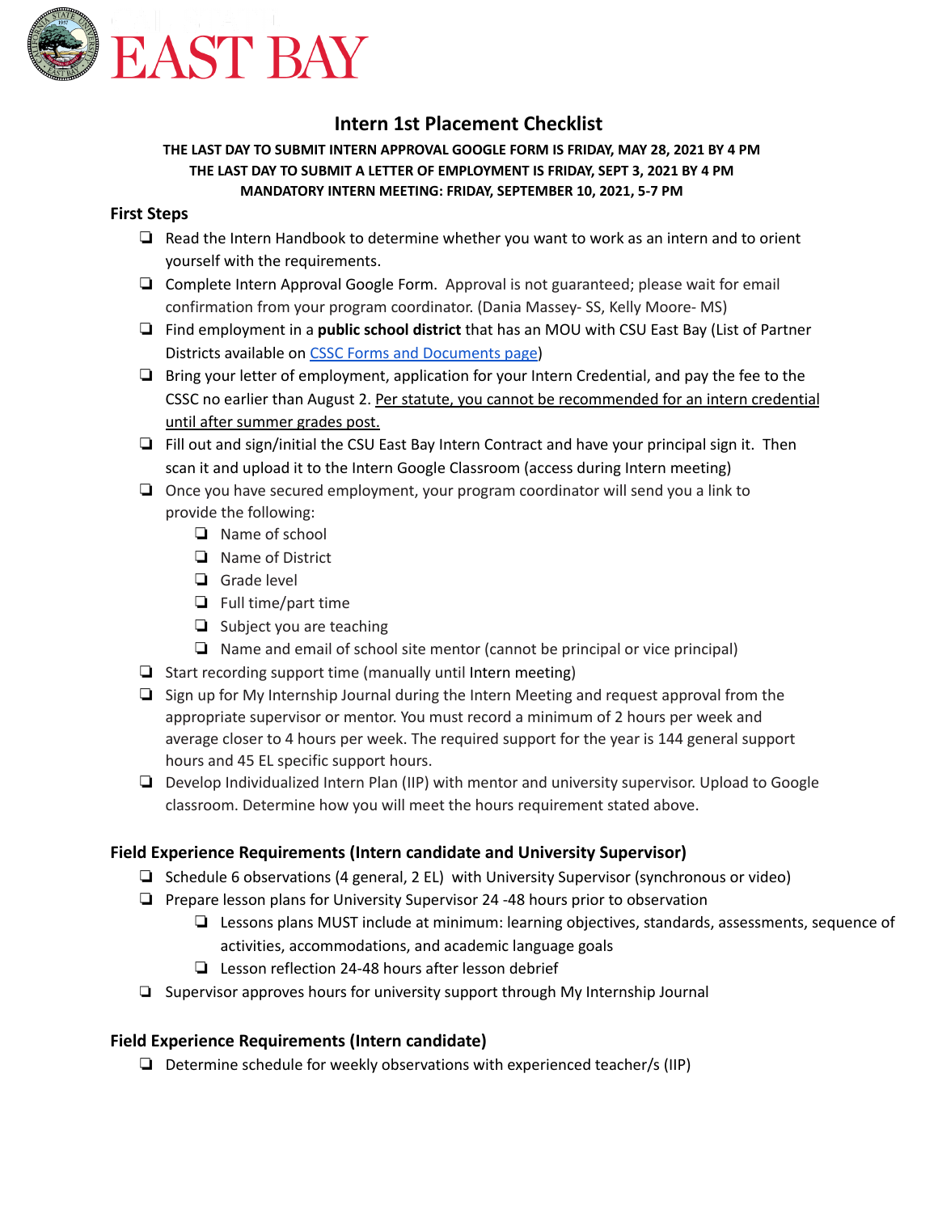EAST BAY

# Intern 1st Placement Checklist

**THE LAST DAY TO SUBMIT INTERN APPROVAL GOOGLE FORM IS FRIDAY, MAY 28, 2021 BY 4 PM**
**THE LAST DAY TO SUBMIT A LETTER OF EMPLOYMENT IS FRIDAY, SEPT 3, 2021 BY 4 PM**
**MANDATORY INTERN MEETING: FRIDAY, SEPTEMBER 10, 2021, 5-7 PM**

## First Steps

- ❏ Read the Intern Handbook to determine whether you want to work as an intern and to orient yourself with the requirements.
- ❏ Complete Intern Approval Google Form. Approval is not guaranteed; please wait for email confirmation from your program coordinator. (Dania Massey- SS, Kelly Moore- MS)
- ❏ Find employment in a **public school district** that has an MOU with CSU East Bay (List of Partner Districts available on [CSSC Forms and Documents page](CSSC Forms and Documents page))
- ❏ Bring your letter of employment, application for your Intern Credential, and pay the fee to the CSSC no earlier than August 2. <u>Per statute, you cannot be recommended for an intern credential until after summer grades post.</u>
- ❏ Fill out and sign/initial the CSU East Bay Intern Contract and have your principal sign it. Then scan it and upload it to the Intern Google Classroom (access during Intern meeting)
- ❏ Once you have secured employment, your program coordinator will send you a link to provide the following:
  - ❏ Name of school
  - ❏ Name of District
  - ❏ Grade level
  - ❏ Full time/part time
  - ❏ Subject you are teaching
  - ❏ Name and email of school site mentor (cannot be principal or vice principal)
- ❏ Start recording support time (manually until Intern meeting)
- ❏ Sign up for My Internship Journal during the Intern Meeting and request approval from the appropriate supervisor or mentor. You must record a minimum of 2 hours per week and average closer to 4 hours per week. The required support for the year is 144 general support hours and 45 EL specific support hours.
- ❏ Develop Individualized Intern Plan (IIP) with mentor and university supervisor. Upload to Google classroom. Determine how you will meet the hours requirement stated above.

## Field Experience Requirements (Intern candidate and University Supervisor)

- ❏ Schedule 6 observations (4 general, 2 EL) with University Supervisor (synchronous or video)
- ❏ Prepare lesson plans for University Supervisor 24 -48 hours prior to observation
  - ❏ Lessons plans MUST include at minimum: learning objectives, standards, assessments, sequence of activities, accommodations, and academic language goals
  - ❏ Lesson reflection 24-48 hours after lesson debrief
- ❏ Supervisor approves hours for university support through My Internship Journal

## Field Experience Requirements (Intern candidate)

- ❏ Determine schedule for weekly observations with experienced teacher/s (IIP)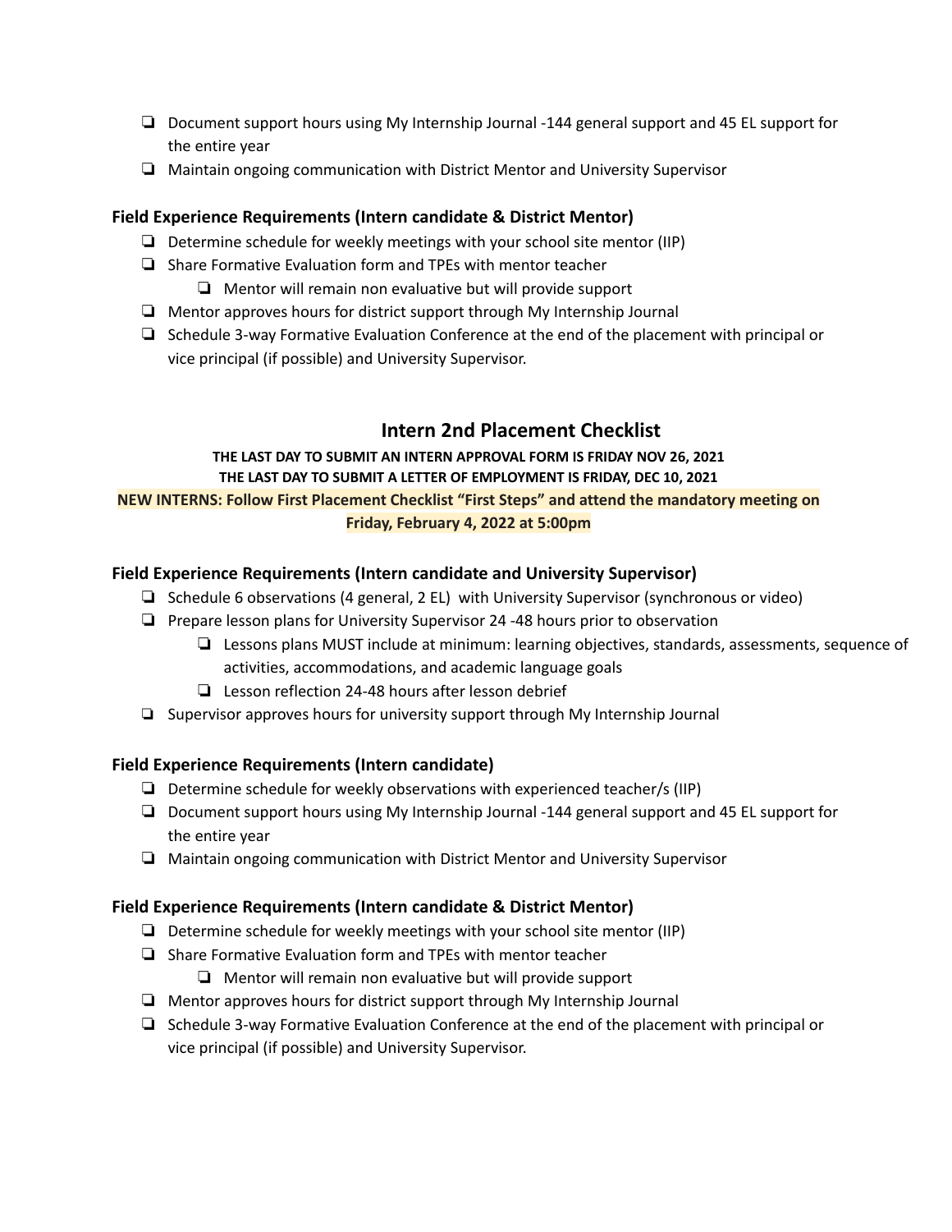- [ ] Document support hours using My Internship Journal -144 general support and 45 EL support for the entire year
- [ ] Maintain ongoing communication with District Mentor and University Supervisor

### Field Experience Requirements (Intern candidate & District Mentor)

- [ ] Determine schedule for weekly meetings with your school site mentor (IIP)
- [ ] Share Formative Evaluation form and TPEs with mentor teacher
    - [ ] Mentor will remain non evaluative but will provide support
- [ ] Mentor approves hours for district support through My Internship Journal
- [ ] Schedule 3-way Formative Evaluation Conference at the end of the placement with principal or vice principal (if possible) and University Supervisor.

## Intern 2nd Placement Checklist

**THE LAST DAY TO SUBMIT AN INTERN APPROVAL FORM IS FRIDAY NOV 26, 2021**

**THE LAST DAY TO SUBMIT A LETTER OF EMPLOYMENT IS FRIDAY, DEC 10, 2021**

**NEW INTERNS: Follow First Placement Checklist "First Steps" and attend the mandatory meeting on Friday, February 4, 2022 at 5:00pm**

### Field Experience Requirements (Intern candidate and University Supervisor)

- [ ] Schedule 6 observations (4 general, 2 EL) with University Supervisor (synchronous or video)
- [ ] Prepare lesson plans for University Supervisor 24 -48 hours prior to observation
    - [ ] Lessons plans MUST include at minimum: learning objectives, standards, assessments, sequence of activities, accommodations, and academic language goals
    - [ ] Lesson reflection 24-48 hours after lesson debrief
- [ ] Supervisor approves hours for university support through My Internship Journal

### Field Experience Requirements (Intern candidate)

- [ ] Determine schedule for weekly observations with experienced teacher/s (IIP)
- [ ] Document support hours using My Internship Journal -144 general support and 45 EL support for the entire year
- [ ] Maintain ongoing communication with District Mentor and University Supervisor

### Field Experience Requirements (Intern candidate & District Mentor)

- [ ] Determine schedule for weekly meetings with your school site mentor (IIP)
- [ ] Share Formative Evaluation form and TPEs with mentor teacher
    - [ ] Mentor will remain non evaluative but will provide support
- [ ] Mentor approves hours for district support through My Internship Journal
- [ ] Schedule 3-way Formative Evaluation Conference at the end of the placement with principal or vice principal (if possible) and University Supervisor.